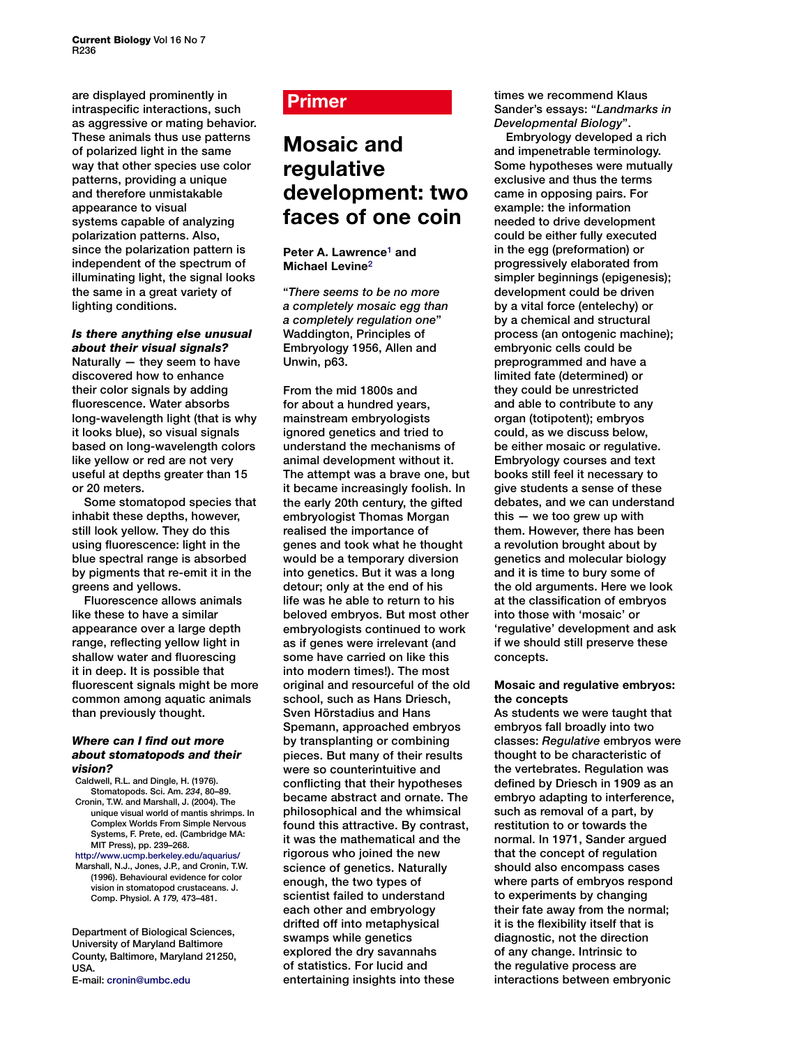are displayed prominently in intraspecific interactions, such as aggressive or mating behavior. These animals thus use patterns of polarized light in the same way that other species use color patterns, providing a unique and therefore unmistakable appearance to visual systems capable of analyzing polarization patterns. Also, since the polarization pattern is independent of the spectrum of illuminating light, the signal looks the same in a great variety of lighting conditions.

***Is there anything else unusual about their visual signals?***
Naturally — they seem to have discovered how to enhance their color signals by adding fluorescence. Water absorbs long-wavelength light (that is why it looks blue), so visual signals based on long-wavelength colors like yellow or red are not very useful at depths greater than 15 or 20 meters.

Some stomatopod species that inhabit these depths, however, still look yellow. They do this using fluorescence: light in the blue spectral range is absorbed by pigments that re-emit it in the greens and yellows.

Fluorescence allows animals like these to have a similar appearance over a large depth range, reflecting yellow light in shallow water and fluorescing it in deep. It is possible that fluorescent signals might be more common among aquatic animals than previously thought.

***Where can I find out more about stomatopods and their vision?***

Caldwell, R.L. and Dingle, H. (1976). Stomatopods. Sci. Am. *234*, 80–89.

Cronin, T.W. and Marshall, J. (2004). The unique visual world of mantis shrimps. In Complex Worlds From Simple Nervous Systems, F. Prete, ed. (Cambridge MA: MIT Press), pp. 239–268.

http://www.ucmp.berkeley.edu/aquarius/

Marshall, N.J., Jones, J.P., and Cronin, T.W. (1996). Behavioural evidence for color vision in stomatopod crustaceans. J. Comp. Physiol. A *179,* 473–481.

Department of Biological Sciences, University of Maryland Baltimore County, Baltimore, Maryland 21250, USA.
E-mail: cronin@umbc.edu

## Primer

# Mosaic and regulative development: two faces of one coin

**Peter A. Lawrence[1] and Michael Levine[2]**

"*There seems to be no more a completely mosaic egg than a completely regulation one*" Waddington, Principles of Embryology 1956, Allen and Unwin, p63.

From the mid 1800s and for about a hundred years, mainstream embryologists ignored genetics and tried to understand the mechanisms of animal development without it. The attempt was a brave one, but it became increasingly foolish. In the early 20th century, the gifted embryologist Thomas Morgan realised the importance of genes and took what he thought would be a temporary diversion into genetics. But it was a long detour; only at the end of his life was he able to return to his beloved embryos. But most other embryologists continued to work as if genes were irrelevant (and some have carried on like this into modern times!). The most original and resourceful of the old school, such as Hans Driesch, Sven Hörstadius and Hans Spemann, approached embryos by transplanting or combining pieces. But many of their results were so counterintuitive and conflicting that their hypotheses became abstract and ornate. The philosophical and the whimsical found this attractive. By contrast, it was the mathematical and the rigorous who joined the new science of genetics. Naturally enough, the two types of scientist failed to understand each other and embryology drifted off into metaphysical swamps while genetics explored the dry savannahs of statistics. For lucid and entertaining insights into these times we recommend Klaus Sander's essays: "*Landmarks in Developmental Biology*".

Embryology developed a rich and impenetrable terminology. Some hypotheses were mutually exclusive and thus the terms came in opposing pairs. For example: the information needed to drive development could be either fully executed in the egg (preformation) or progressively elaborated from simpler beginnings (epigenesis); development could be driven by a vital force (entelechy) or by a chemical and structural process (an ontogenic machine); embryonic cells could be preprogrammed and have a limited fate (determined) or they could be unrestricted and able to contribute to any organ (totipotent); embryos could, as we discuss below, be either mosaic or regulative. Embryology courses and text books still feel it necessary to give students a sense of these debates, and we can understand this — we too grew up with them. However, there has been a revolution brought about by genetics and molecular biology and it is time to bury some of the old arguments. Here we look at the classification of embryos into those with 'mosaic' or 'regulative' development and ask if we should still preserve these concepts.

**Mosaic and regulative embryos: the concepts**
As students we were taught that embryos fall broadly into two classes: *Regulative* embryos were thought to be characteristic of the vertebrates. Regulation was defined by Driesch in 1909 as an embryo adapting to interference, such as removal of a part, by restitution to or towards the normal. In 1971, Sander argued that the concept of regulation should also encompass cases where parts of embryos respond to experiments by changing their fate away from the normal; it is the flexibility itself that is diagnostic, not the direction of any change. Intrinsic to the regulative process are interactions between embryonic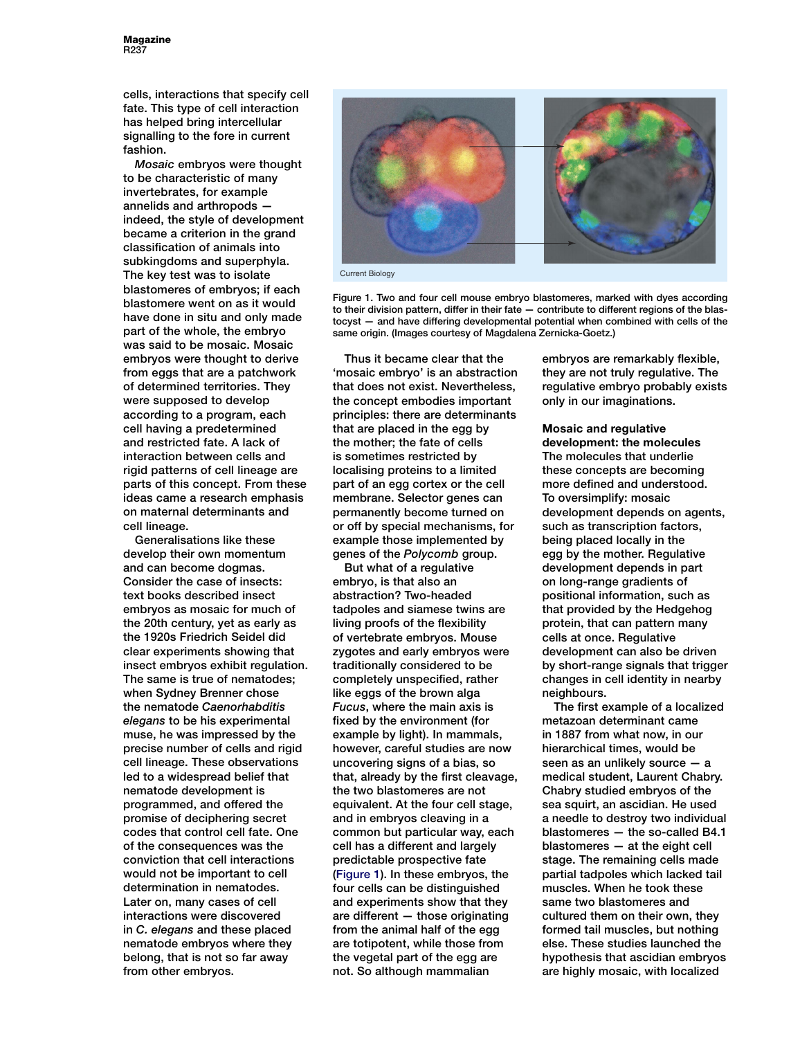cells, interactions that specify cell fate. This type of cell interaction has helped bring intercellular signalling to the fore in current fashion.

*Mosaic* embryos were thought to be characteristic of many invertebrates, for example annelids and arthropods — indeed, the style of development became a criterion in the grand classification of animals into subkingdoms and superphyla. The key test was to isolate blastomeres of embryos; if each blastomere went on as it would have done in situ and only made part of the whole, the embryo was said to be mosaic. Mosaic embryos were thought to derive from eggs that are a patchwork of determined territories. They were supposed to develop according to a program, each cell having a predetermined and restricted fate. A lack of interaction between cells and rigid patterns of cell lineage are parts of this concept. From these ideas came a research emphasis on maternal determinants and cell lineage.

Generalisations like these develop their own momentum and can become dogmas. Consider the case of insects: text books described insect embryos as mosaic for much of the 20th century, yet as early as the 1920s Friedrich Seidel did clear experiments showing that insect embryos exhibit regulation. The same is true of nematodes; when Sydney Brenner chose the nematode *Caenorhabditis elegans* to be his experimental muse, he was impressed by the precise number of cells and rigid cell lineage. These observations led to a widespread belief that nematode development is programmed, and offered the promise of deciphering secret codes that control cell fate. One of the consequences was the conviction that cell interactions would not be important to cell determination in nematodes. Later on, many cases of cell interactions were discovered in *C. elegans* and these placed nematode embryos where they belong, that is not so far away from other embryos.

Current Biology

Figure 1. Two and four cell mouse embryo blastomeres, marked with dyes according to their division pattern, differ in their fate — contribute to different regions of the blastocyst — and have differing developmental potential when combined with cells of the same origin. (Images courtesy of Magdalena Zernicka-Goetz.)

Thus it became clear that the 'mosaic embryo' is an abstraction that does not exist. Nevertheless, the concept embodies important principles: there are determinants that are placed in the egg by the mother; the fate of cells is sometimes restricted by localising proteins to a limited part of an egg cortex or the cell membrane. Selector genes can permanently become turned on or off by special mechanisms, for example those implemented by genes of the *Polycomb* group.

But what of a regulative embryo, is that also an abstraction? Two-headed tadpoles and siamese twins are living proofs of the flexibility of vertebrate embryos. Mouse zygotes and early embryos were traditionally considered to be completely unspecified, rather like eggs of the brown alga *Fucus*, where the main axis is fixed by the environment (for example by light). In mammals, however, careful studies are now uncovering signs of a bias, so that, already by the first cleavage, the two blastomeres are not equivalent. At the four cell stage, and in embryos cleaving in a common but particular way, each cell has a different and largely predictable prospective fate (Figure 1). In these embryos, the four cells can be distinguished and experiments show that they are different — those originating from the animal half of the egg are totipotent, while those from the vegetal part of the egg are not. So although mammalian embryos are remarkably flexible, they are not truly regulative. The regulative embryo probably exists only in our imaginations.

**Mosaic and regulative development: the molecules**

The molecules that underlie these concepts are becoming more defined and understood. To oversimplify: mosaic development depends on agents, such as transcription factors, being placed locally in the egg by the mother. Regulative development depends in part on long-range gradients of positional information, such as that provided by the Hedgehog protein, that can pattern many cells at once. Regulative development can also be driven by short-range signals that trigger changes in cell identity in nearby neighbours.

The first example of a localized metazoan determinant came in 1887 from what now, in our hierarchical times, would be seen as an unlikely source — a medical student, Laurent Chabry. Chabry studied embryos of the sea squirt, an ascidian. He used a needle to destroy two individual blastomeres — the so-called B4.1 blastomeres — at the eight cell stage. The remaining cells made partial tadpoles which lacked tail muscles. When he took these same two blastomeres and cultured them on their own, they formed tail muscles, but nothing else. These studies launched the hypothesis that ascidian embryos are highly mosaic, with localized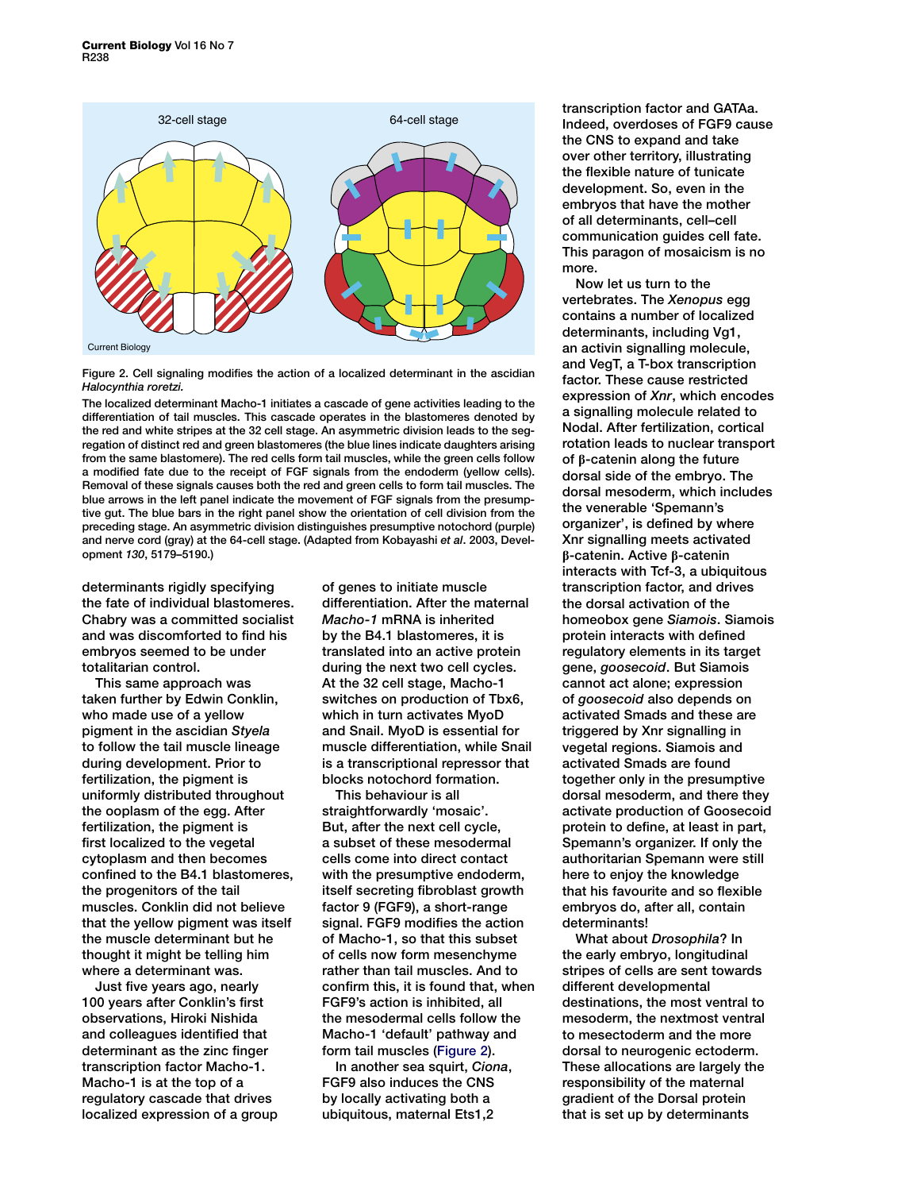Figure 2. Cell signaling modifies the action of a localized determinant in the ascidian *Halocynthia roretzi.*

The localized determinant Macho-1 initiates a cascade of gene activities leading to the differentiation of tail muscles. This cascade operates in the blastomeres denoted by the red and white stripes at the 32 cell stage. An asymmetric division leads to the segregation of distinct red and green blastomeres (the blue lines indicate daughters arising from the same blastomere). The red cells form tail muscles, while the green cells follow a modified fate due to the receipt of FGF signals from the endoderm (yellow cells). Removal of these signals causes both the red and green cells to form tail muscles. The blue arrows in the left panel indicate the movement of FGF signals from the presumptive gut. The blue bars in the right panel show the orientation of cell division from the preceding stage. An asymmetric division distinguishes presumptive notochord (purple) and nerve cord (gray) at the 64-cell stage. (Adapted from Kobayashi *et al*. 2003, Development *130*, 5179–5190.)

determinants rigidly specifying the fate of individual blastomeres. Chabry was a committed socialist and was discomforted to find his embryos seemed to be under totalitarian control.

This same approach was taken further by Edwin Conklin, who made use of a yellow pigment in the ascidian *Styela* to follow the tail muscle lineage during development. Prior to fertilization, the pigment is uniformly distributed throughout the ooplasm of the egg. After fertilization, the pigment is first localized to the vegetal cytoplasm and then becomes confined to the B4.1 blastomeres, the progenitors of the tail muscles. Conklin did not believe that the yellow pigment was itself the muscle determinant but he thought it might be telling him where a determinant was.

Just five years ago, nearly 100 years after Conklin's first observations, Hiroki Nishida and colleagues identified that determinant as the zinc finger transcription factor Macho-1. Macho-1 is at the top of a regulatory cascade that drives localized expression of a group of genes to initiate muscle differentiation. After the maternal *Macho-1* mRNA is inherited by the B4.1 blastomeres, it is translated into an active protein during the next two cell cycles. At the 32 cell stage, Macho-1 switches on production of Tbx6, which in turn activates MyoD and Snail. MyoD is essential for muscle differentiation, while Snail is a transcriptional repressor that blocks notochord formation.

This behaviour is all straightforwardly 'mosaic'. But, after the next cell cycle, a subset of these mesodermal cells come into direct contact with the presumptive endoderm, itself secreting fibroblast growth factor 9 (FGF9), a short-range signal. FGF9 modifies the action of Macho-1, so that this subset of cells now form mesenchyme rather than tail muscles. And to confirm this, it is found that, when FGF9's action is inhibited, all the mesodermal cells follow the Macho-1 'default' pathway and form tail muscles (Figure 2).

In another sea squirt, *Ciona*, FGF9 also induces the CNS by locally activating both a ubiquitous, maternal Ets1,2 transcription factor and GATAa. Indeed, overdoses of FGF9 cause the CNS to expand and take over other territory, illustrating the flexible nature of tunicate development. So, even in the embryos that have the mother of all determinants, cell–cell communication guides cell fate. This paragon of mosaicism is no more.

Now let us turn to the vertebrates. The *Xenopus* egg contains a number of localized determinants, including Vg1, an activin signalling molecule, and VegT, a T-box transcription factor. These cause restricted expression of *Xnr*, which encodes a signalling molecule related to Nodal. After fertilization, cortical rotation leads to nuclear transport of β-catenin along the future dorsal side of the embryo. The dorsal mesoderm, which includes the venerable 'Spemann's organizer', is defined by where Xnr signalling meets activated β-catenin. Active β-catenin interacts with Tcf-3, a ubiquitous transcription factor, and drives the dorsal activation of the homeobox gene *Siamois*. Siamois protein interacts with defined regulatory elements in its target gene, *goosecoid*. But Siamois cannot act alone; expression of *goosecoid* also depends on activated Smads and these are triggered by Xnr signalling in vegetal regions. Siamois and activated Smads are found together only in the presumptive dorsal mesoderm, and there they activate production of Goosecoid protein to define, at least in part, Spemann's organizer. If only the authoritarian Spemann were still here to enjoy the knowledge that his favourite and so flexible embryos do, after all, contain determinants!

What about *Drosophila*? In the early embryo, longitudinal stripes of cells are sent towards different developmental destinations, the most ventral to mesoderm, the nextmost ventral to mesectoderm and the more dorsal to neurogenic ectoderm. These allocations are largely the responsibility of the maternal gradient of the Dorsal protein that is set up by determinants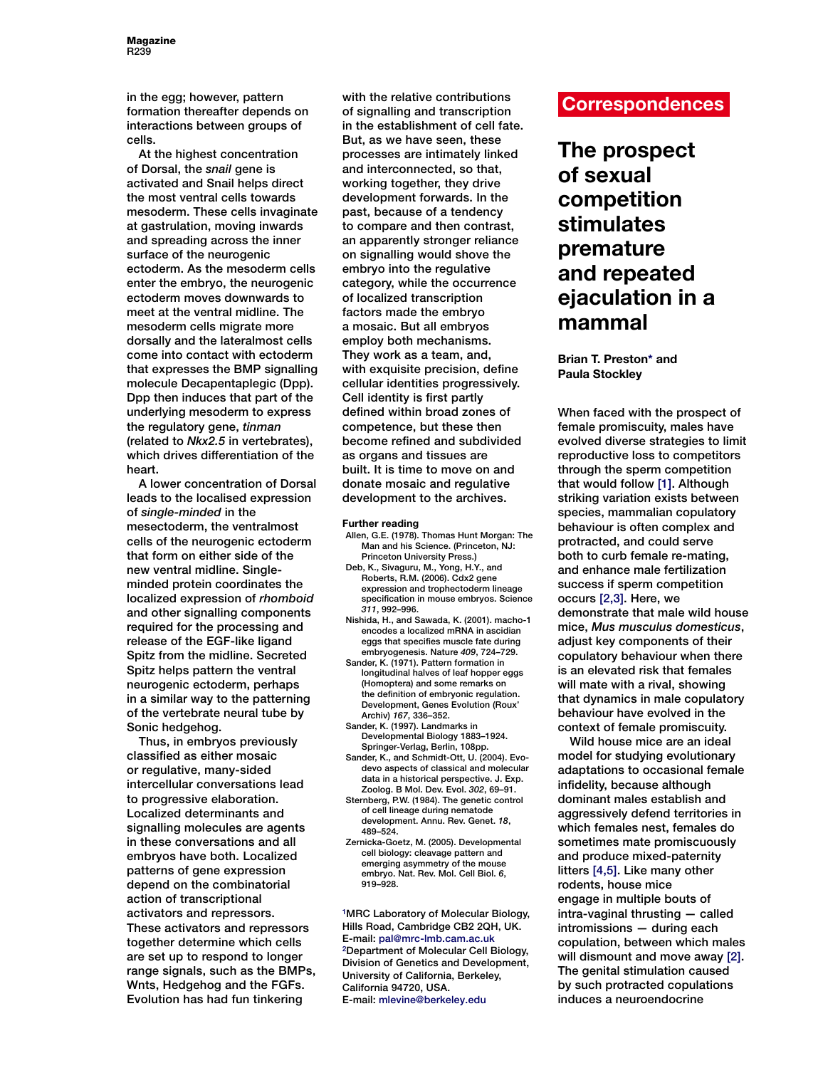in the egg; however, pattern formation thereafter depends on interactions between groups of cells.

At the highest concentration of Dorsal, the *snail* gene is activated and Snail helps direct the most ventral cells towards mesoderm. These cells invaginate at gastrulation, moving inwards and spreading across the inner surface of the neurogenic ectoderm. As the mesoderm cells enter the embryo, the neurogenic ectoderm moves downwards to meet at the ventral midline. The mesoderm cells migrate more dorsally and the lateralmost cells come into contact with ectoderm that expresses the BMP signalling molecule Decapentaplegic (Dpp). Dpp then induces that part of the underlying mesoderm to express the regulatory gene, *tinman* (related to *Nkx2.5* in vertebrates), which drives differentiation of the heart.

A lower concentration of Dorsal leads to the localised expression of *single-minded* in the mesectoderm, the ventralmost cells of the neurogenic ectoderm that form on either side of the new ventral midline. Single-minded protein coordinates the localized expression of *rhomboid* and other signalling components required for the processing and release of the EGF-like ligand Spitz from the midline. Secreted Spitz helps pattern the ventral neurogenic ectoderm, perhaps in a similar way to the patterning of the vertebrate neural tube by Sonic hedgehog.

Thus, in embryos previously classified as either mosaic or regulative, many-sided intercellular conversations lead to progressive elaboration. Localized determinants and signalling molecules are agents in these conversations and all embryos have both. Localized patterns of gene expression depend on the combinatorial action of transcriptional activators and repressors. These activators and repressors together determine which cells are set up to respond to longer range signals, such as the BMPs, Wnts, Hedgehog and the FGFs. Evolution has had fun tinkering with the relative contributions of signalling and transcription in the establishment of cell fate. But, as we have seen, these processes are intimately linked and interconnected, so that, working together, they drive development forwards. In the past, because of a tendency to compare and then contrast, an apparently stronger reliance on signalling would shove the embryo into the regulative category, while the occurrence of localized transcription factors made the embryo a mosaic. But all embryos employ both mechanisms. They work as a team, and, with exquisite precision, define cellular identities progressively. Cell identity is first partly defined within broad zones of competence, but these then become refined and subdivided as organs and tissues are built. It is time to move on and donate mosaic and regulative development to the archives.

#### Further reading

- Allen, G.E. (1978). Thomas Hunt Morgan: The Man and his Science. (Princeton, NJ: Princeton University Press.)
- Deb, K., Sivaguru, M., Yong, H.Y., and Roberts, R.M. (2006). Cdx2 gene expression and trophectoderm lineage specification in mouse embryos. Science *311*, 992–996.
- Nishida, H., and Sawada, K. (2001). macho-1 encodes a localized mRNA in ascidian eggs that specifies muscle fate during embryogenesis. Nature *409*, 724–729.
- Sander, K. (1971). Pattern formation in longitudinal halves of leaf hopper eggs (Homoptera) and some remarks on the definition of embryonic regulation. Development, Genes Evolution (Roux' Archiv) *167*, 336–352.
- Sander, K. (1997). Landmarks in Developmental Biology 1883–1924. Springer-Verlag, Berlin, 108pp.
- Sander, K., and Schmidt-Ott, U. (2004). Evo-devo aspects of classical and molecular data in a historical perspective. J. Exp. Zoolog. B Mol. Dev. Evol. *302*, 69–91.
- Sternberg, P.W. (1984). The genetic control of cell lineage during nematode development. Annu. Rev. Genet. *18*, 489–524.
- Zernicka-Goetz, M. (2005). Developmental cell biology: cleavage pattern and emerging asymmetry of the mouse embryo. Nat. Rev. Mol. Cell Biol. *6*, 919–928.

[1]MRC Laboratory of Molecular Biology, Hills Road, Cambridge CB2 2QH, UK. E-mail: pal@mrc-lmb.cam.ac.uk
[2]Department of Molecular Cell Biology, Division of Genetics and Development, University of California, Berkeley, California 94720, USA.
E-mail: mlevine@berkeley.edu

## Correspondences

# The prospect of sexual competition stimulates premature and repeated ejaculation in a mammal

**Brian T. Preston\* and Paula Stockley**

When faced with the prospect of female promiscuity, males have evolved diverse strategies to limit reproductive loss to competitors through the sperm competition that would follow [1]. Although striking variation exists between species, mammalian copulatory behaviour is often complex and protracted, and could serve both to curb female re-mating, and enhance male fertilization success if sperm competition occurs [2,3]. Here, we demonstrate that male wild house mice, *Mus musculus domesticus*, adjust key components of their copulatory behaviour when there is an elevated risk that females will mate with a rival, showing that dynamics in male copulatory behaviour have evolved in the context of female promiscuity.

Wild house mice are an ideal model for studying evolutionary adaptations to occasional female infidelity, because although dominant males establish and aggressively defend territories in which females nest, females do sometimes mate promiscuously and produce mixed-paternity litters [4,5]. Like many other rodents, house mice engage in multiple bouts of intra-vaginal thrusting — called intromissions — during each copulation, between which males will dismount and move away [2]. The genital stimulation caused by such protracted copulations induces a neuroendocrine